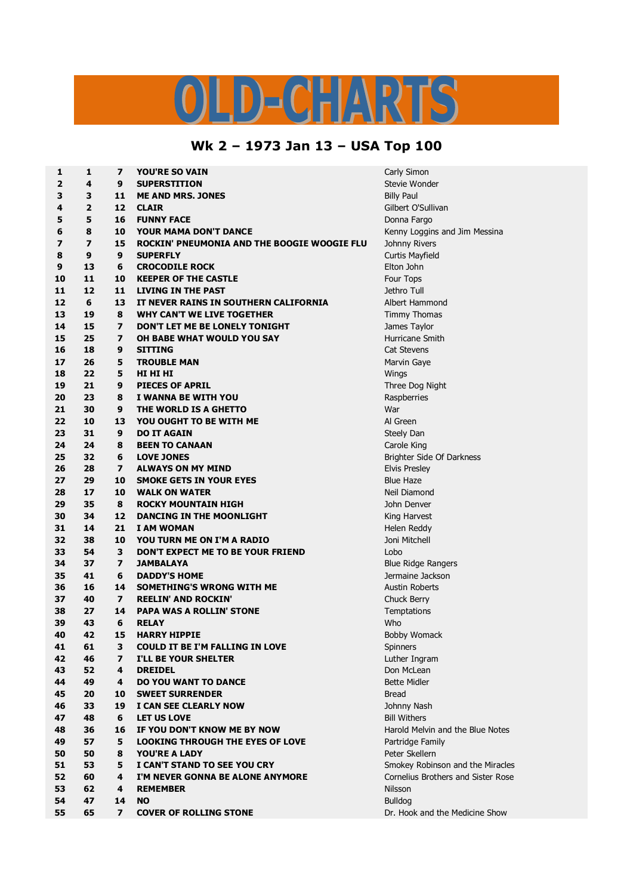# OLD-CHARTS

## Wk 2 – 1973 Jan 13 – USA Top 100

| | | | | |
|---|---|---|---|---|
| **1** | **1** | **7** | **YOU'RE SO VAIN** | Carly Simon |
| **2** | **4** | **9** | **SUPERSTITION** | Stevie Wonder |
| **3** | **3** | **11** | **ME AND MRS. JONES** | Billy Paul |
| **4** | **2** | **12** | **CLAIR** | Gilbert O'Sullivan |
| **5** | **5** | **16** | **FUNNY FACE** | Donna Fargo |
| **6** | **8** | **10** | **YOUR MAMA DON'T DANCE** | Kenny Loggins and Jim Messina |
| **7** | **7** | **15** | **ROCKIN' PNEUMONIA AND THE BOOGIE WOOGIE FLU** | Johnny Rivers |
| **8** | **9** | **9** | **SUPERFLY** | Curtis Mayfield |
| **9** | **13** | **6** | **CROCODILE ROCK** | Elton John |
| **10** | **11** | **10** | **KEEPER OF THE CASTLE** | Four Tops |
| **11** | **12** | **11** | **LIVING IN THE PAST** | Jethro Tull |
| **12** | **6** | **13** | **IT NEVER RAINS IN SOUTHERN CALIFORNIA** | Albert Hammond |
| **13** | **19** | **8** | **WHY CAN'T WE LIVE TOGETHER** | Timmy Thomas |
| **14** | **15** | **7** | **DON'T LET ME BE LONELY TONIGHT** | James Taylor |
| **15** | **25** | **7** | **OH BABE WHAT WOULD YOU SAY** | Hurricane Smith |
| **16** | **18** | **9** | **SITTING** | Cat Stevens |
| **17** | **26** | **5** | **TROUBLE MAN** | Marvin Gaye |
| **18** | **22** | **5** | **HI HI HI** | Wings |
| **19** | **21** | **9** | **PIECES OF APRIL** | Three Dog Night |
| **20** | **23** | **8** | **I WANNA BE WITH YOU** | Raspberries |
| **21** | **30** | **9** | **THE WORLD IS A GHETTO** | War |
| **22** | **10** | **13** | **YOU OUGHT TO BE WITH ME** | Al Green |
| **23** | **31** | **9** | **DO IT AGAIN** | Steely Dan |
| **24** | **24** | **8** | **BEEN TO CANAAN** | Carole King |
| **25** | **32** | **6** | **LOVE JONES** | Brighter Side Of Darkness |
| **26** | **28** | **7** | **ALWAYS ON MY MIND** | Elvis Presley |
| **27** | **29** | **10** | **SMOKE GETS IN YOUR EYES** | Blue Haze |
| **28** | **17** | **10** | **WALK ON WATER** | Neil Diamond |
| **29** | **35** | **8** | **ROCKY MOUNTAIN HIGH** | John Denver |
| **30** | **34** | **12** | **DANCING IN THE MOONLIGHT** | King Harvest |
| **31** | **14** | **21** | **I AM WOMAN** | Helen Reddy |
| **32** | **38** | **10** | **YOU TURN ME ON I'M A RADIO** | Joni Mitchell |
| **33** | **54** | **3** | **DON'T EXPECT ME TO BE YOUR FRIEND** | Lobo |
| **34** | **37** | **7** | **JAMBALAYA** | Blue Ridge Rangers |
| **35** | **41** | **6** | **DADDY'S HOME** | Jermaine Jackson |
| **36** | **16** | **14** | **SOMETHING'S WRONG WITH ME** | Austin Roberts |
| **37** | **40** | **7** | **REELIN' AND ROCKIN'** | Chuck Berry |
| **38** | **27** | **14** | **PAPA WAS A ROLLIN' STONE** | Temptations |
| **39** | **43** | **6** | **RELAY** | Who |
| **40** | **42** | **15** | **HARRY HIPPIE** | Bobby Womack |
| **41** | **61** | **3** | **COULD IT BE I'M FALLING IN LOVE** | Spinners |
| **42** | **46** | **7** | **I'LL BE YOUR SHELTER** | Luther Ingram |
| **43** | **52** | **4** | **DREIDEL** | Don McLean |
| **44** | **49** | **4** | **DO YOU WANT TO DANCE** | Bette Midler |
| **45** | **20** | **10** | **SWEET SURRENDER** | Bread |
| **46** | **33** | **19** | **I CAN SEE CLEARLY NOW** | Johnny Nash |
| **47** | **48** | **6** | **LET US LOVE** | Bill Withers |
| **48** | **36** | **16** | **IF YOU DON'T KNOW ME BY NOW** | Harold Melvin and the Blue Notes |
| **49** | **57** | **5** | **LOOKING THROUGH THE EYES OF LOVE** | Partridge Family |
| **50** | **50** | **8** | **YOU'RE A LADY** | Peter Skellern |
| **51** | **53** | **5** | **I CAN'T STAND TO SEE YOU CRY** | Smokey Robinson and the Miracles |
| **52** | **60** | **4** | **I'M NEVER GONNA BE ALONE ANYMORE** | Cornelius Brothers and Sister Rose |
| **53** | **62** | **4** | **REMEMBER** | Nilsson |
| **54** | **47** | **14** | **NO** | Bulldog |
| **55** | **65** | **7** | **COVER OF ROLLING STONE** | Dr. Hook and the Medicine Show |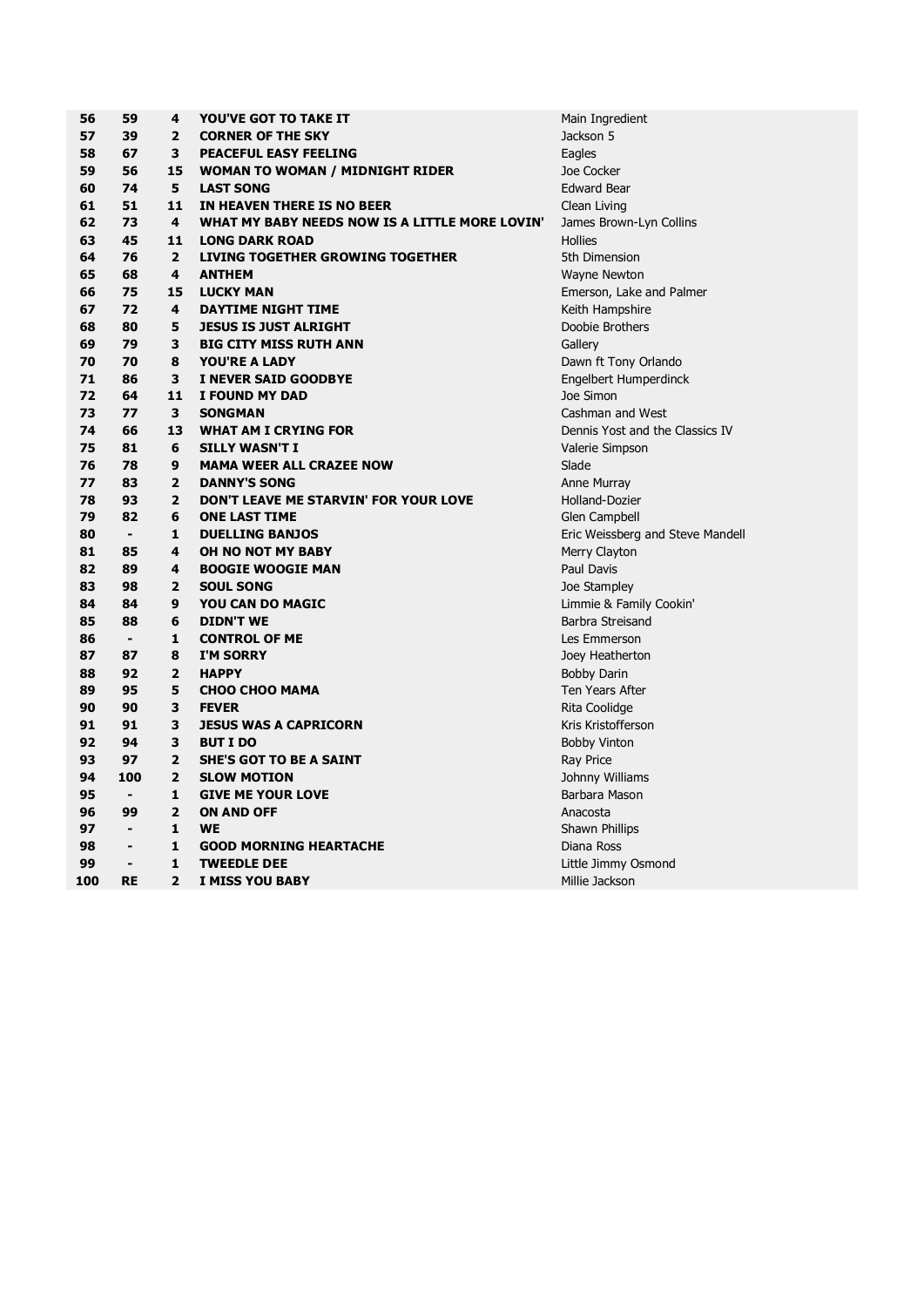| | | | | |
|---|---|---|---|---|
| **56** | **59** | **4** | **YOU'VE GOT TO TAKE IT** | Main Ingredient |
| **57** | **39** | **2** | **CORNER OF THE SKY** | Jackson 5 |
| **58** | **67** | **3** | **PEACEFUL EASY FEELING** | Eagles |
| **59** | **56** | **15** | **WOMAN TO WOMAN / MIDNIGHT RIDER** | Joe Cocker |
| **60** | **74** | **5** | **LAST SONG** | Edward Bear |
| **61** | **51** | **11** | **IN HEAVEN THERE IS NO BEER** | Clean Living |
| **62** | **73** | **4** | **WHAT MY BABY NEEDS NOW IS A LITTLE MORE LOVIN'** | James Brown-Lyn Collins |
| **63** | **45** | **11** | **LONG DARK ROAD** | Hollies |
| **64** | **76** | **2** | **LIVING TOGETHER GROWING TOGETHER** | 5th Dimension |
| **65** | **68** | **4** | **ANTHEM** | Wayne Newton |
| **66** | **75** | **15** | **LUCKY MAN** | Emerson, Lake and Palmer |
| **67** | **72** | **4** | **DAYTIME NIGHT TIME** | Keith Hampshire |
| **68** | **80** | **5** | **JESUS IS JUST ALRIGHT** | Doobie Brothers |
| **69** | **79** | **3** | **BIG CITY MISS RUTH ANN** | Gallery |
| **70** | **70** | **8** | **YOU'RE A LADY** | Dawn ft Tony Orlando |
| **71** | **86** | **3** | **I NEVER SAID GOODBYE** | Engelbert Humperdinck |
| **72** | **64** | **11** | **I FOUND MY DAD** | Joe Simon |
| **73** | **77** | **3** | **SONGMAN** | Cashman and West |
| **74** | **66** | **13** | **WHAT AM I CRYING FOR** | Dennis Yost and the Classics IV |
| **75** | **81** | **6** | **SILLY WASN'T I** | Valerie Simpson |
| **76** | **78** | **9** | **MAMA WEER ALL CRAZEE NOW** | Slade |
| **77** | **83** | **2** | **DANNY'S SONG** | Anne Murray |
| **78** | **93** | **2** | **DON'T LEAVE ME STARVIN' FOR YOUR LOVE** | Holland-Dozier |
| **79** | **82** | **6** | **ONE LAST TIME** | Glen Campbell |
| **80** | **-** | **1** | **DUELLING BANJOS** | Eric Weissberg and Steve Mandell |
| **81** | **85** | **4** | **OH NO NOT MY BABY** | Merry Clayton |
| **82** | **89** | **4** | **BOOGIE WOOGIE MAN** | Paul Davis |
| **83** | **98** | **2** | **SOUL SONG** | Joe Stampley |
| **84** | **84** | **9** | **YOU CAN DO MAGIC** | Limmie & Family Cookin' |
| **85** | **88** | **6** | **DIDN'T WE** | Barbra Streisand |
| **86** | **-** | **1** | **CONTROL OF ME** | Les Emmerson |
| **87** | **87** | **8** | **I'M SORRY** | Joey Heatherton |
| **88** | **92** | **2** | **HAPPY** | Bobby Darin |
| **89** | **95** | **5** | **CHOO CHOO MAMA** | Ten Years After |
| **90** | **90** | **3** | **FEVER** | Rita Coolidge |
| **91** | **91** | **3** | **JESUS WAS A CAPRICORN** | Kris Kristofferson |
| **92** | **94** | **3** | **BUT I DO** | Bobby Vinton |
| **93** | **97** | **2** | **SHE'S GOT TO BE A SAINT** | Ray Price |
| **94** | **100** | **2** | **SLOW MOTION** | Johnny Williams |
| **95** | **-** | **1** | **GIVE ME YOUR LOVE** | Barbara Mason |
| **96** | **99** | **2** | **ON AND OFF** | Anacosta |
| **97** | **-** | **1** | **WE** | Shawn Phillips |
| **98** | **-** | **1** | **GOOD MORNING HEARTACHE** | Diana Ross |
| **99** | **-** | **1** | **TWEEDLE DEE** | Little Jimmy Osmond |
| **100** | **RE** | **2** | **I MISS YOU BABY** | Millie Jackson |